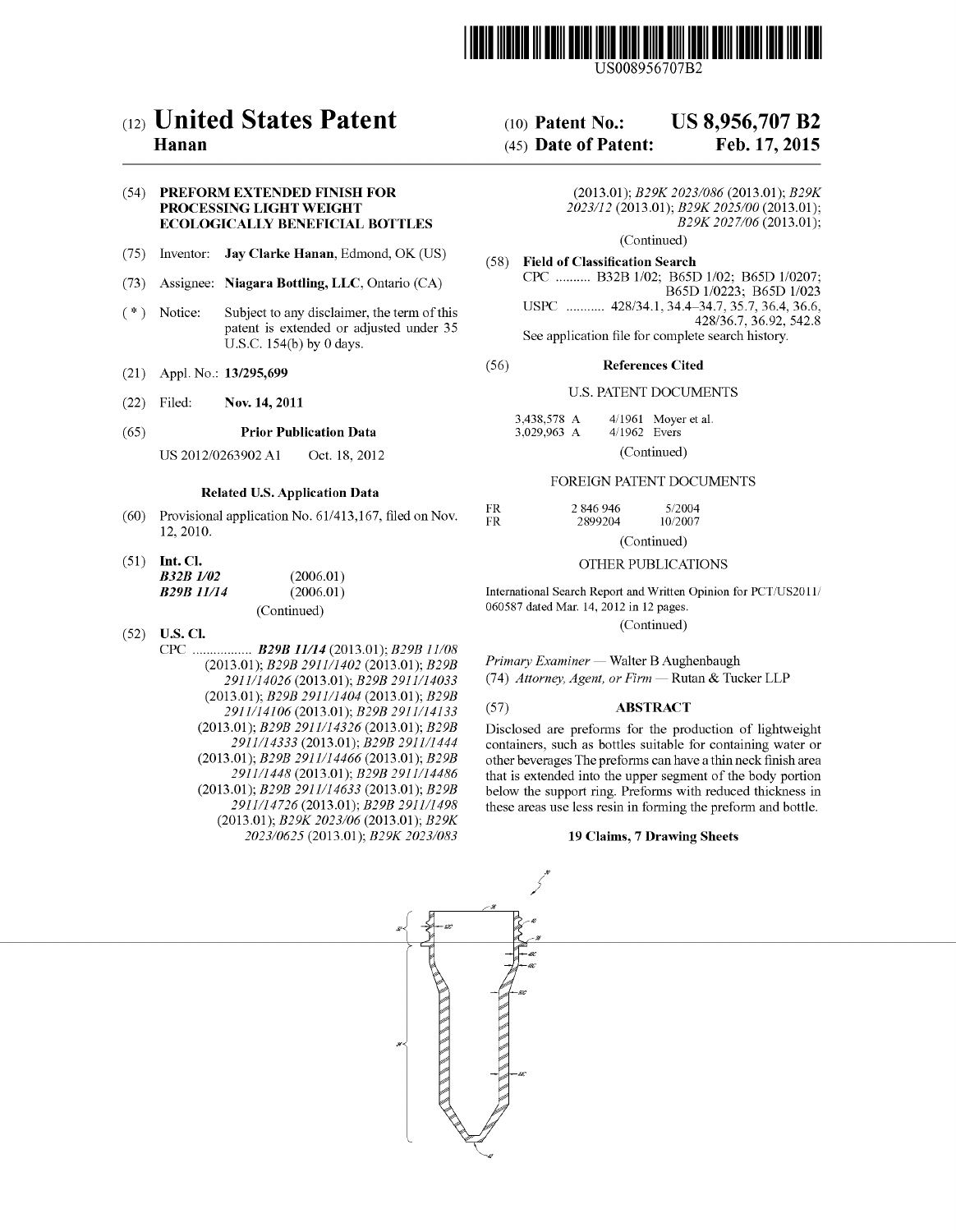# (12) United States Patent
**Hanan**

(10) **Patent No.: US 8,956,707 B2**

(45) **Date of Patent: Feb. 17, 2015**

(54) **PREFORM EXTENDED FINISH FOR PROCESSING LIGHT WEIGHT ECOLOGICALLY BENEFICIAL BOTTLES**

(75) Inventor: **Jay Clarke Hanan**, Edmond, OK (US)

(73) Assignee: **Niagara Bottling, LLC**, Ontario (CA)

( * ) Notice: Subject to any disclaimer, the term of this patent is extended or adjusted under 35 U.S.C. 154(b) by 0 days.

(21) Appl. No.: **13/295,699**

(22) Filed: **Nov. 14, 2011**

(65) **Prior Publication Data**

US 2012/0263902 A1 Oct. 18, 2012

**Related U.S. Application Data**

(60) Provisional application No. 61/413,167, filed on Nov. 12, 2010.

(51) **Int. Cl.**

| | |
|---|---|
| ***B32B 1/02*** | (2006.01) |
| ***B29B 11/14*** | (2006.01) |

(Continued)

(52) **U.S. Cl.**

CPC ................. ***B29B 11/14*** (2013.01); *B29B 11/08* (2013.01); *B29B 2911/1402* (2013.01); *B29B 2911/14026* (2013.01); *B29B 2911/14033* (2013.01); *B29B 2911/1404* (2013.01); *B29B 2911/14106* (2013.01); *B29B 2911/14133* (2013.01); *B29B 2911/14326* (2013.01); *B29B 2911/14333* (2013.01); *B29B 2911/1444* (2013.01); *B29B 2911/14466* (2013.01); *B29B 2911/1448* (2013.01); *B29B 2911/14486* (2013.01); *B29B 2911/14633* (2013.01); *B29B 2911/14726* (2013.01); *B29B 2911/1498* (2013.01); *B29K 2023/06* (2013.01); *B29K 2023/0625* (2013.01); *B29K 2023/083* (2013.01); *B29K 2023/086* (2013.01); *B29K 2023/12* (2013.01); *B29K 2025/00* (2013.01); *B29K 2027/06* (2013.01);

(Continued)

(58) **Field of Classification Search**

CPC .......... B32B 1/02; B65D 1/02; B65D 1/0207; B65D 1/0223; B65D 1/023

USPC ........... 428/34.1, 34.4–34.7, 35.7, 36.4, 36.6, 428/36.7, 36.92, 542.8

See application file for complete search history.

(56) **References Cited**

U.S. PATENT DOCUMENTS

| | | |
|---|---|---|
| 3,438,578 A | 4/1961 | Moyer et al. |
| 3,029,963 A | 4/1962 | Evers |

(Continued)

FOREIGN PATENT DOCUMENTS

| | | |
|---|---|---|
| FR | 2 846 946 | 5/2004 |
| FR | 2899204 | 10/2007 |

(Continued)

OTHER PUBLICATIONS

International Search Report and Written Opinion for PCT/US2011/060587 dated Mar. 14, 2012 in 12 pages.

(Continued)

*Primary Examiner* — Walter B Aughenbaugh

(74) *Attorney, Agent, or Firm* — Rutan & Tucker LLP

(57) **ABSTRACT**

Disclosed are preforms for the production of lightweight containers, such as bottles suitable for containing water or other beverages The preforms can have a thin neck finish area that is extended into the upper segment of the body portion below the support ring. Preforms with reduced thickness in these areas use less resin in forming the preform and bottle.

**19 Claims, 7 Drawing Sheets**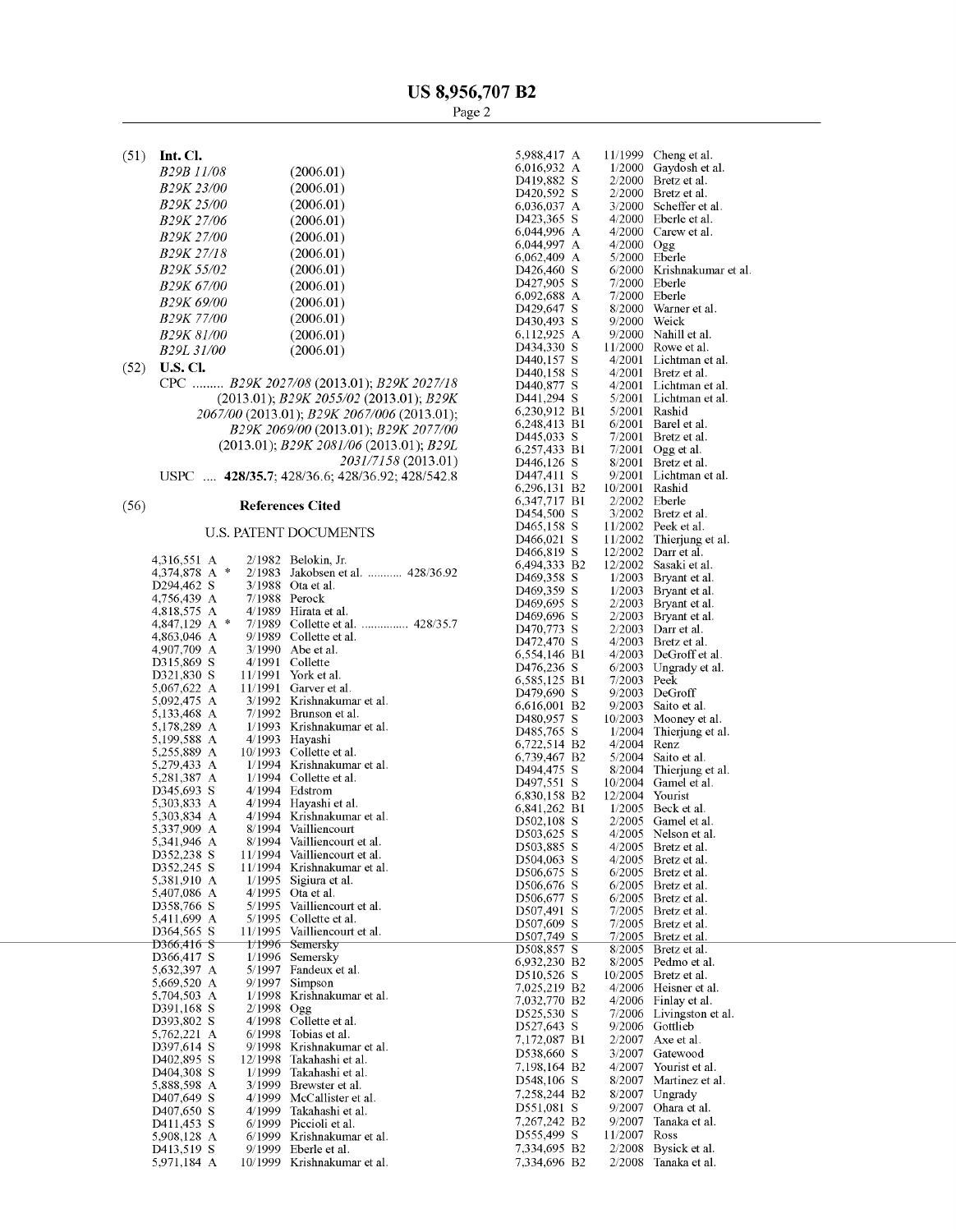(51) **Int. Cl.**

| | |
|---|---|
| *B29B 11/08* | (2006.01) |
| *B29K 23/00* | (2006.01) |
| *B29K 25/00* | (2006.01) |
| *B29K 27/06* | (2006.01) |
| *B29K 27/00* | (2006.01) |
| *B29K 27/18* | (2006.01) |
| *B29K 55/02* | (2006.01) |
| *B29K 67/00* | (2006.01) |
| *B29K 69/00* | (2006.01) |
| *B29K 77/00* | (2006.01) |
| *B29K 81/00* | (2006.01) |
| *B29L 31/00* | (2006.01) |

(52) **U.S. Cl.**

CPC ......... *B29K 2027/08* (2013.01); *B29K 2027/18* (2013.01); *B29K 2055/02* (2013.01); *B29K 2067/00* (2013.01); *B29K 2067/006* (2013.01); *B29K 2069/00* (2013.01); *B29K 2077/00* (2013.01); *B29K 2081/06* (2013.01); *B29L 2031/7158* (2013.01)

USPC .... **428/35.7**; 428/36.6; 428/36.92; 428/542.8

(56) **References Cited**

U.S. PATENT DOCUMENTS

| | | | |
|---|---|---|---|
| 4,316,551 A | | 2/1982 | Belokin, Jr. |
| 4,374,878 A | * | 2/1983 | Jakobsen et al. ........... 428/36.92 |
| D294,462 S | | 3/1988 | Ota et al. |
| 4,756,439 A | | 7/1988 | Perock |
| 4,818,575 A | | 4/1989 | Hirata et al. |
| 4,847,129 A | * | 7/1989 | Collette et al. .............. 428/35.7 |
| 4,863,046 A | | 9/1989 | Collette et al. |
| 4,907,709 A | | 3/1990 | Abe et al. |
| D315,869 S | | 4/1991 | Collette |
| D321,830 S | | 11/1991 | York et al. |
| 5,067,622 A | | 11/1991 | Garver et al. |
| 5,092,475 A | | 3/1992 | Krishnakumar et al. |
| 5,133,468 A | | 7/1992 | Brunson et al. |
| 5,178,289 A | | 1/1993 | Krishnakumar et al. |
| 5,199,588 A | | 4/1993 | Hayashi |
| 5,255,889 A | | 10/1993 | Collette et al. |
| 5,279,433 A | | 1/1994 | Krishnakumar et al. |
| 5,281,387 A | | 1/1994 | Collette et al. |
| D345,693 S | | 4/1994 | Edstrom |
| 5,303,833 A | | 4/1994 | Hayashi et al. |
| 5,303,834 A | | 4/1994 | Krishnakumar et al. |
| 5,337,909 A | | 8/1994 | Vailliencourt |
| 5,341,946 A | | 8/1994 | Vailliencourt et al. |
| D352,238 S | | 11/1994 | Vailliencourt et al. |
| D352,245 S | | 11/1994 | Krishnakumar et al. |
| 5,381,910 A | | 1/1995 | Sigiura et al. |
| 5,407,086 A | | 4/1995 | Ota et al. |
| D358,766 S | | 5/1995 | Vailliencourt et al. |
| 5,411,699 A | | 5/1995 | Collette et al. |
| D364,565 S | | 11/1995 | Vailliencourt et al. |
| D366,416 S | | 1/1996 | Semersky |
| D366,417 S | | 1/1996 | Semersky |
| 5,632,397 A | | 5/1997 | Fandeux et al. |
| 5,669,520 A | | 9/1997 | Simpson |
| 5,704,503 A | | 1/1998 | Krishnakumar et al. |
| D391,168 S | | 2/1998 | Ogg |
| D393,802 S | | 4/1998 | Collette et al. |
| 5,762,221 A | | 6/1998 | Tobias et al. |
| D397,614 S | | 9/1998 | Krishnakumar et al. |
| D402,895 S | | 12/1998 | Takahashi et al. |
| D404,308 S | | 1/1999 | Takahashi et al. |
| 5,888,598 A | | 3/1999 | Brewster et al. |
| D407,649 S | | 4/1999 | McCallister et al. |
| D407,650 S | | 4/1999 | Takahashi et al. |
| D411,453 S | | 6/1999 | Piccioli et al. |
| 5,908,128 A | | 6/1999 | Krishnakumar et al. |
| D413,519 S | | 9/1999 | Eberle et al. |
| 5,971,184 A | | 10/1999 | Krishnakumar et al. |
| 5,988,417 A | | 11/1999 | Cheng et al. |
| 6,016,932 A | | 1/2000 | Gaydosh et al. |
| D419,882 S | | 2/2000 | Bretz et al. |
| D420,592 S | | 2/2000 | Bretz et al. |
| 6,036,037 A | | 3/2000 | Scheffer et al. |
| D423,365 S | | 4/2000 | Eberle et al. |
| 6,044,996 A | | 4/2000 | Carew et al. |
| 6,044,997 A | | 4/2000 | Ogg |
| 6,062,409 A | | 5/2000 | Eberle |
| D426,460 S | | 6/2000 | Krishnakumar et al. |
| D427,905 S | | 7/2000 | Eberle |
| 6,092,688 A | | 7/2000 | Eberle |
| D429,647 S | | 8/2000 | Warner et al. |
| D430,493 S | | 9/2000 | Weick |
| 6,112,925 A | | 9/2000 | Nahill et al. |
| D434,330 S | | 11/2000 | Rowe et al. |
| D440,157 S | | 4/2001 | Lichtman et al. |
| D440,158 S | | 4/2001 | Bretz et al. |
| D440,877 S | | 4/2001 | Lichtman et al. |
| D441,294 S | | 5/2001 | Lichtman et al. |
| 6,230,912 B1 | | 5/2001 | Rashid |
| 6,248,413 B1 | | 6/2001 | Barel et al. |
| D445,033 S | | 7/2001 | Bretz et al. |
| 6,257,433 B1 | | 7/2001 | Ogg et al. |
| D446,126 S | | 8/2001 | Bretz et al. |
| D447,411 S | | 9/2001 | Lichtman et al. |
| 6,296,131 B2 | | 10/2001 | Rashid |
| 6,347,717 B1 | | 2/2002 | Eberle |
| D454,500 S | | 3/2002 | Bretz et al. |
| D465,158 S | | 11/2002 | Peek et al. |
| D466,021 S | | 11/2002 | Thierjung et al. |
| D466,819 S | | 12/2002 | Darr et al. |
| 6,494,333 B2 | | 12/2002 | Sasaki et al. |
| D469,358 S | | 1/2003 | Bryant et al. |
| D469,359 S | | 1/2003 | Bryant et al. |
| D469,695 S | | 2/2003 | Bryant et al. |
| D469,696 S | | 2/2003 | Bryant et al. |
| D470,773 S | | 2/2003 | Darr et al. |
| D472,470 S | | 4/2003 | Bretz et al. |
| 6,554,146 B1 | | 4/2003 | DeGroff et al. |
| D476,236 S | | 6/2003 | Ungrady et al. |
| 6,585,125 B1 | | 7/2003 | Peek |
| D479,690 S | | 9/2003 | DeGroff |
| 6,616,001 B2 | | 9/2003 | Saito et al. |
| D480,957 S | | 10/2003 | Mooney et al. |
| D485,765 S | | 1/2004 | Thierjung et al. |
| 6,722,514 B2 | | 4/2004 | Renz |
| 6,739,467 B2 | | 5/2004 | Saito et al. |
| D494,475 S | | 8/2004 | Thierjung et al. |
| D497,551 S | | 10/2004 | Gamel et al. |
| 6,830,158 B2 | | 12/2004 | Yourist |
| 6,841,262 B1 | | 1/2005 | Beck et al. |
| D502,108 S | | 2/2005 | Gamel et al. |
| D503,625 S | | 4/2005 | Nelson et al. |
| D503,885 S | | 4/2005 | Bretz et al. |
| D504,063 S | | 4/2005 | Bretz et al. |
| D506,675 S | | 6/2005 | Bretz et al. |
| D506,676 S | | 6/2005 | Bretz et al. |
| D506,677 S | | 6/2005 | Bretz et al. |
| D507,491 S | | 7/2005 | Bretz et al. |
| D507,609 S | | 7/2005 | Bretz et al. |
| D507,749 S | | 7/2005 | Bretz et al. |
| D508,857 S | | 8/2005 | Bretz et al. |
| 6,932,230 B2 | | 8/2005 | Pedmo et al. |
| D510,526 S | | 10/2005 | Bretz et al. |
| 7,025,219 B2 | | 4/2006 | Heisner et al. |
| 7,032,770 B2 | | 4/2006 | Finlay et al. |
| D525,530 S | | 7/2006 | Livingston et al. |
| D527,643 S | | 9/2006 | Gottlieb |
| 7,172,087 B1 | | 2/2007 | Axe et al. |
| D538,660 S | | 3/2007 | Gatewood |
| 7,198,164 B2 | | 4/2007 | Yourist et al. |
| D548,106 S | | 8/2007 | Martinez et al. |
| 7,258,244 B2 | | 8/2007 | Ungrady |
| D551,081 S | | 9/2007 | Ohara et al. |
| 7,267,242 B2 | | 9/2007 | Tanaka et al. |
| D555,499 S | | 11/2007 | Ross |
| 7,334,695 B2 | | 2/2008 | Bysick et al. |
| 7,334,696 B2 | | 2/2008 | Tanaka et al. |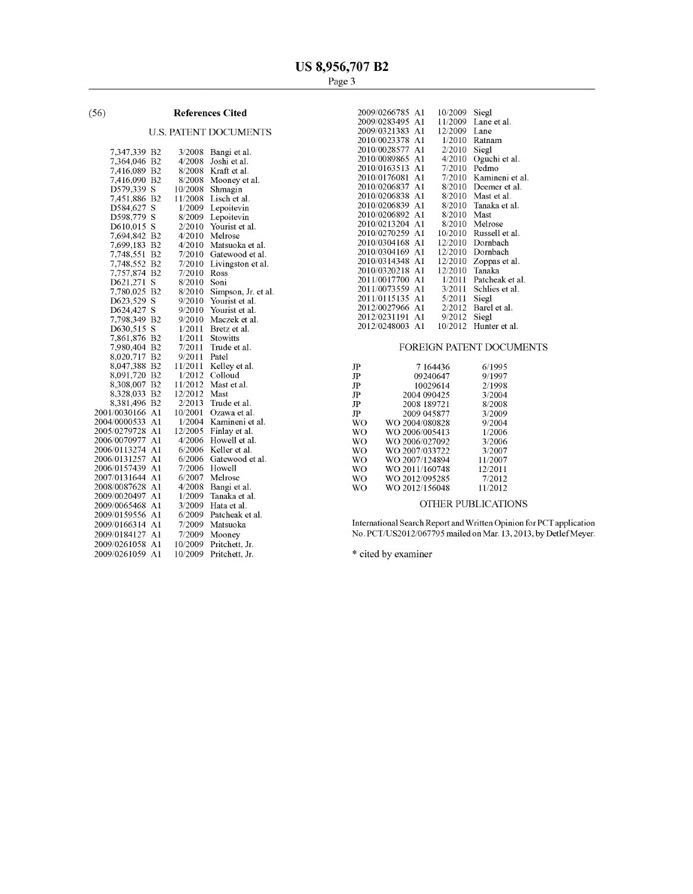(56) **References Cited**

U.S. PATENT DOCUMENTS

| | | |
|---|---|---|
| 7,347,339 B2 | 3/2008 | Bangi et al. |
| 7,364,046 B2 | 4/2008 | Joshi et al. |
| 7,416,089 B2 | 8/2008 | Kraft et al. |
| 7,416,090 B2 | 8/2008 | Mooney et al. |
| D579,339 S | 10/2008 | Shmagin |
| 7,451,886 B2 | 11/2008 | Lisch et al. |
| D584,627 S | 1/2009 | Lepoitevin |
| D598,779 S | 8/2009 | Lepoitevin |
| D610,015 S | 2/2010 | Yourist et al. |
| 7,694,842 B2 | 4/2010 | Melrose |
| 7,699,183 B2 | 4/2010 | Matsuoka et al. |
| 7,748,551 B2 | 7/2010 | Gatewood et al. |
| 7,748,552 B2 | 7/2010 | Livingston et al. |
| 7,757,874 B2 | 7/2010 | Ross |
| D621,271 S | 8/2010 | Soni |
| 7,780,025 B2 | 8/2010 | Simpson, Jr. et al. |
| D623,529 S | 9/2010 | Yourist et al. |
| D624,427 S | 9/2010 | Yourist et al. |
| 7,798,349 B2 | 9/2010 | Maczek et al. |
| D630,515 S | 1/2011 | Bretz et al. |
| 7,861,876 B2 | 1/2011 | Stowitts |
| 7,980,404 B2 | 7/2011 | Trude et al. |
| 8,020,717 B2 | 9/2011 | Patel |
| 8,047,388 B2 | 11/2011 | Kelley et al. |
| 8,091,720 B2 | 1/2012 | Colloud |
| 8,308,007 B2 | 11/2012 | Mast et al. |
| 8,328,033 B2 | 12/2012 | Mast |
| 8,381,496 B2 | 2/2013 | Trude et al. |
| 2001/0030166 A1 | 10/2001 | Ozawa et al. |
| 2004/0000533 A1 | 1/2004 | Kamineni et al. |
| 2005/0279728 A1 | 12/2005 | Finlay et al. |
| 2006/0070977 A1 | 4/2006 | Howell et al. |
| 2006/0113274 A1 | 6/2006 | Keller et al. |
| 2006/0131257 A1 | 6/2006 | Gatewood et al. |
| 2006/0157439 A1 | 7/2006 | Howell |
| 2007/0131644 A1 | 6/2007 | Melrose |
| 2008/0087628 A1 | 4/2008 | Bangi et al. |
| 2009/0020497 A1 | 1/2009 | Tanaka et al. |
| 2009/0065468 A1 | 3/2009 | Hata et al. |
| 2009/0159556 A1 | 6/2009 | Patcheak et al. |
| 2009/0166314 A1 | 7/2009 | Matsuoka |
| 2009/0184127 A1 | 7/2009 | Mooney |
| 2009/0261058 A1 | 10/2009 | Pritchett, Jr. |
| 2009/0261059 A1 | 10/2009 | Pritchett, Jr. |
| 2009/0266785 A1 | 10/2009 | Siegl |
| 2009/0283495 A1 | 11/2009 | Lane et al. |
| 2009/0321383 A1 | 12/2009 | Lane |
| 2010/0023378 A1 | 1/2010 | Ratnam |
| 2010/0028577 A1 | 2/2010 | Siegl |
| 2010/0089865 A1 | 4/2010 | Oguchi et al. |
| 2010/0163513 A1 | 7/2010 | Pedmo |
| 2010/0176081 A1 | 7/2010 | Kamineni et al. |
| 2010/0206837 A1 | 8/2010 | Deemer et al. |
| 2010/0206838 A1 | 8/2010 | Mast et al. |
| 2010/0206839 A1 | 8/2010 | Tanaka et al. |
| 2010/0206892 A1 | 8/2010 | Mast |
| 2010/0213204 A1 | 8/2010 | Melrose |
| 2010/0270259 A1 | 10/2010 | Russell et al. |
| 2010/0304168 A1 | 12/2010 | Dornbach |
| 2010/0304169 A1 | 12/2010 | Dornbach |
| 2010/0314348 A1 | 12/2010 | Zoppas et al. |
| 2010/0320218 A1 | 12/2010 | Tanaka |
| 2011/0017700 A1 | 1/2011 | Patcheak et al. |
| 2011/0073559 A1 | 3/2011 | Schlies et al. |
| 2011/0115135 A1 | 5/2011 | Siegl |
| 2012/0027966 A1 | 2/2012 | Barel et al. |
| 2012/0231191 A1 | 9/2012 | Siegl |
| 2012/0248003 A1 | 10/2012 | Hunter et al. |

FOREIGN PATENT DOCUMENTS

| | | |
|---|---|---|
| JP | 7 164436 | 6/1995 |
| JP | 09240647 | 9/1997 |
| JP | 10029614 | 2/1998 |
| JP | 2004 090425 | 3/2004 |
| JP | 2008 189721 | 8/2008 |
| JP | 2009 045877 | 3/2009 |
| WO | WO 2004/080828 | 9/2004 |
| WO | WO 2006/005413 | 1/2006 |
| WO | WO 2006/027092 | 3/2006 |
| WO | WO 2007/033722 | 3/2007 |
| WO | WO 2007/124894 | 11/2007 |
| WO | WO 2011/160748 | 12/2011 |
| WO | WO 2012/095285 | 7/2012 |
| WO | WO 2012/156048 | 11/2012 |

OTHER PUBLICATIONS

International Search Report and Written Opinion for PCT application No. PCT/US2012/067795 mailed on Mar. 13, 2013, by Detlef Meyer.

* cited by examiner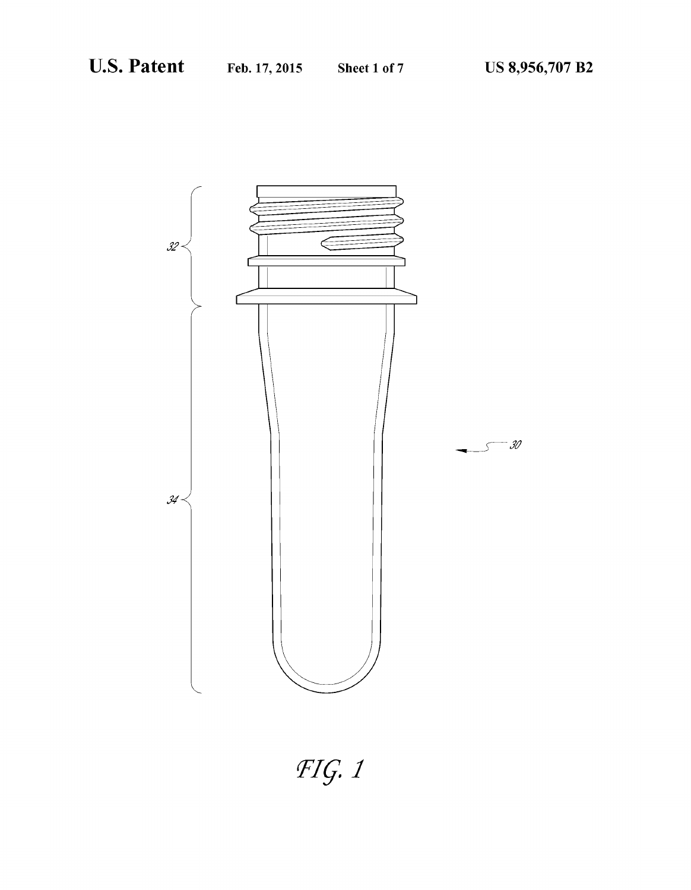32

34

30

FIG. 1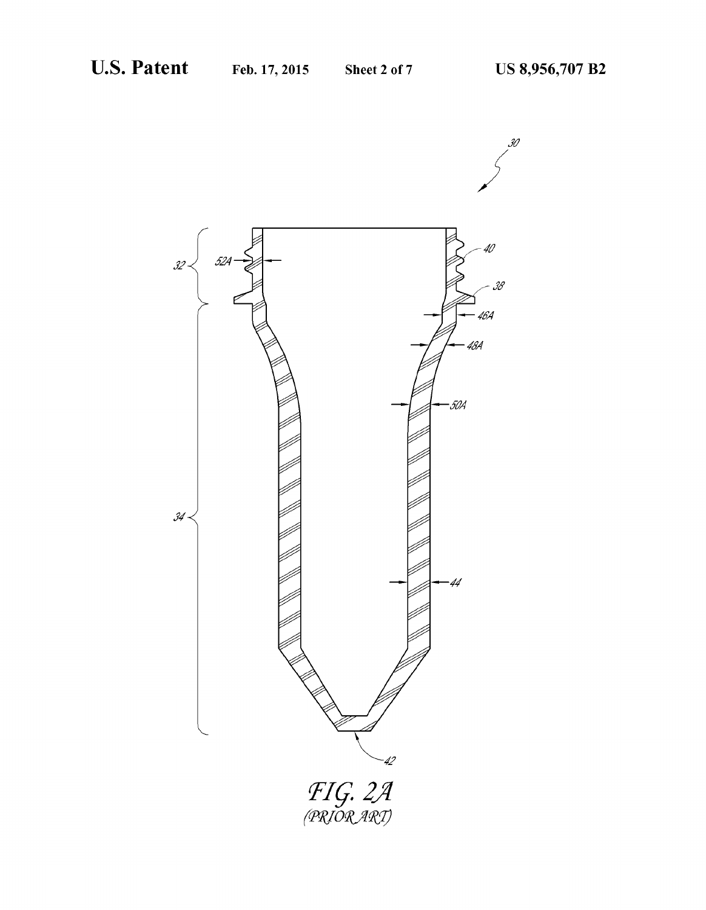FIG. 2A
(PRIOR ART)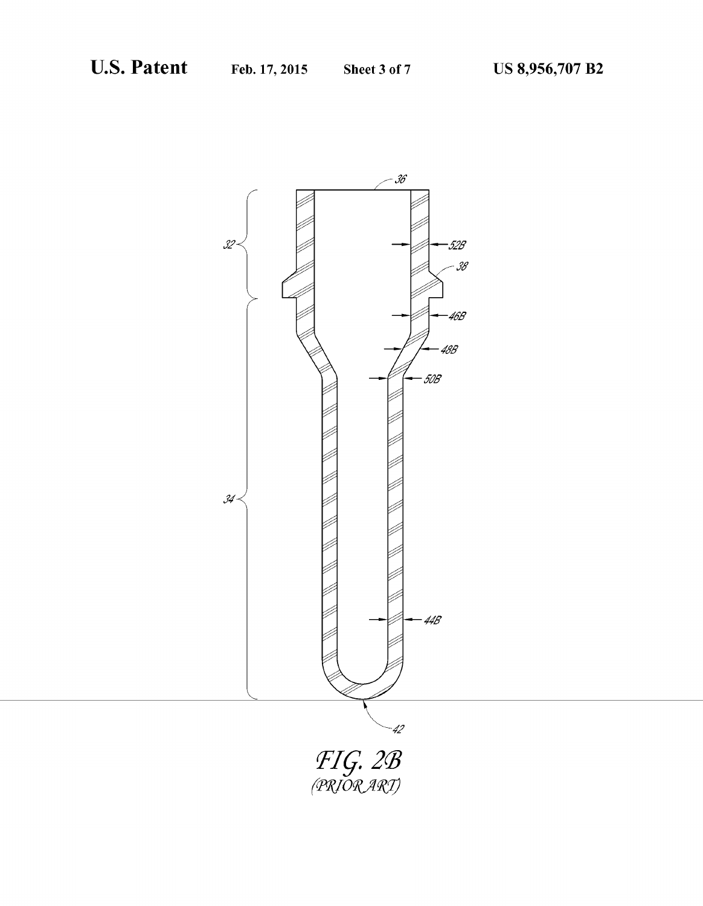FIG. 2B
(PRIOR ART)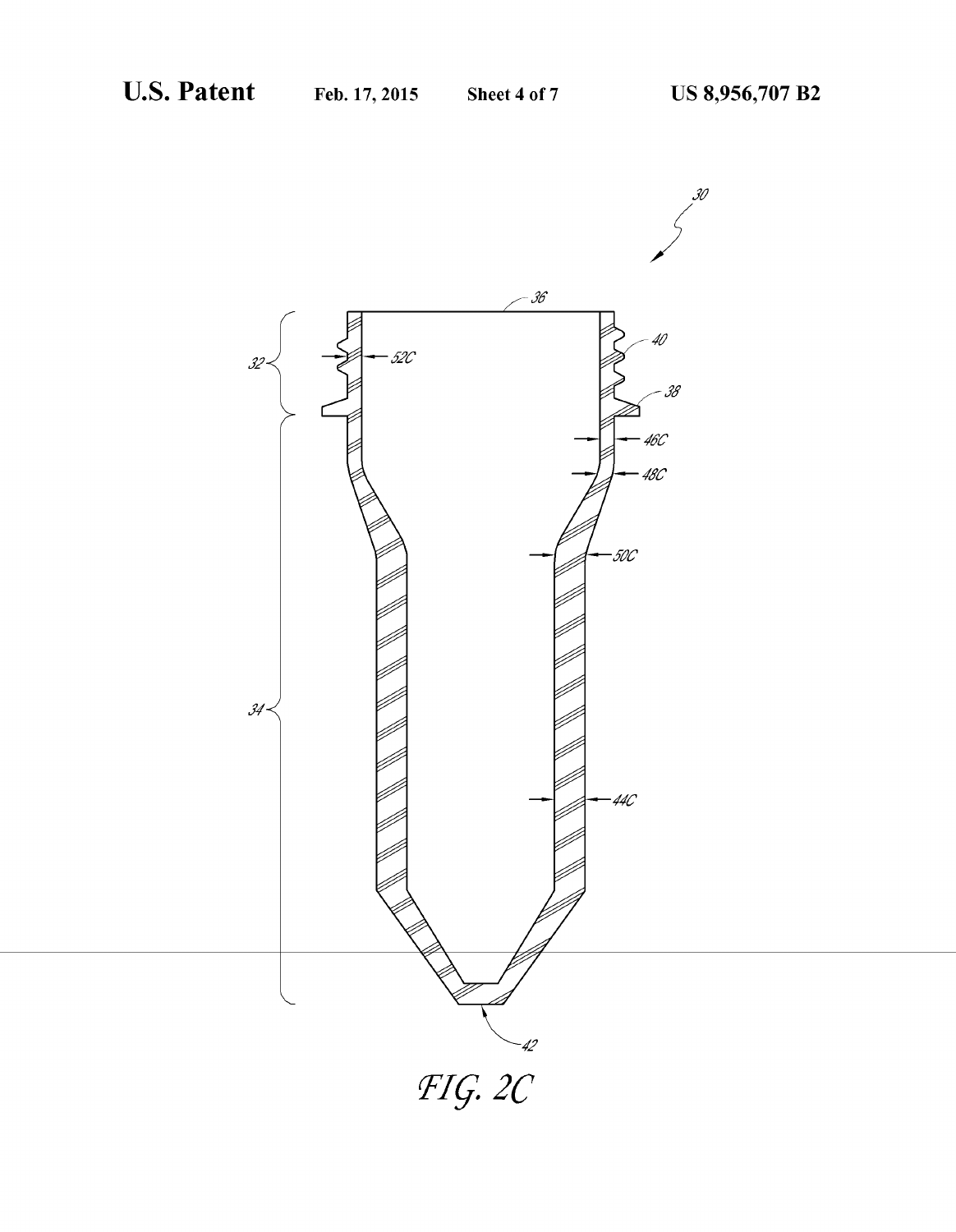FIG. 2C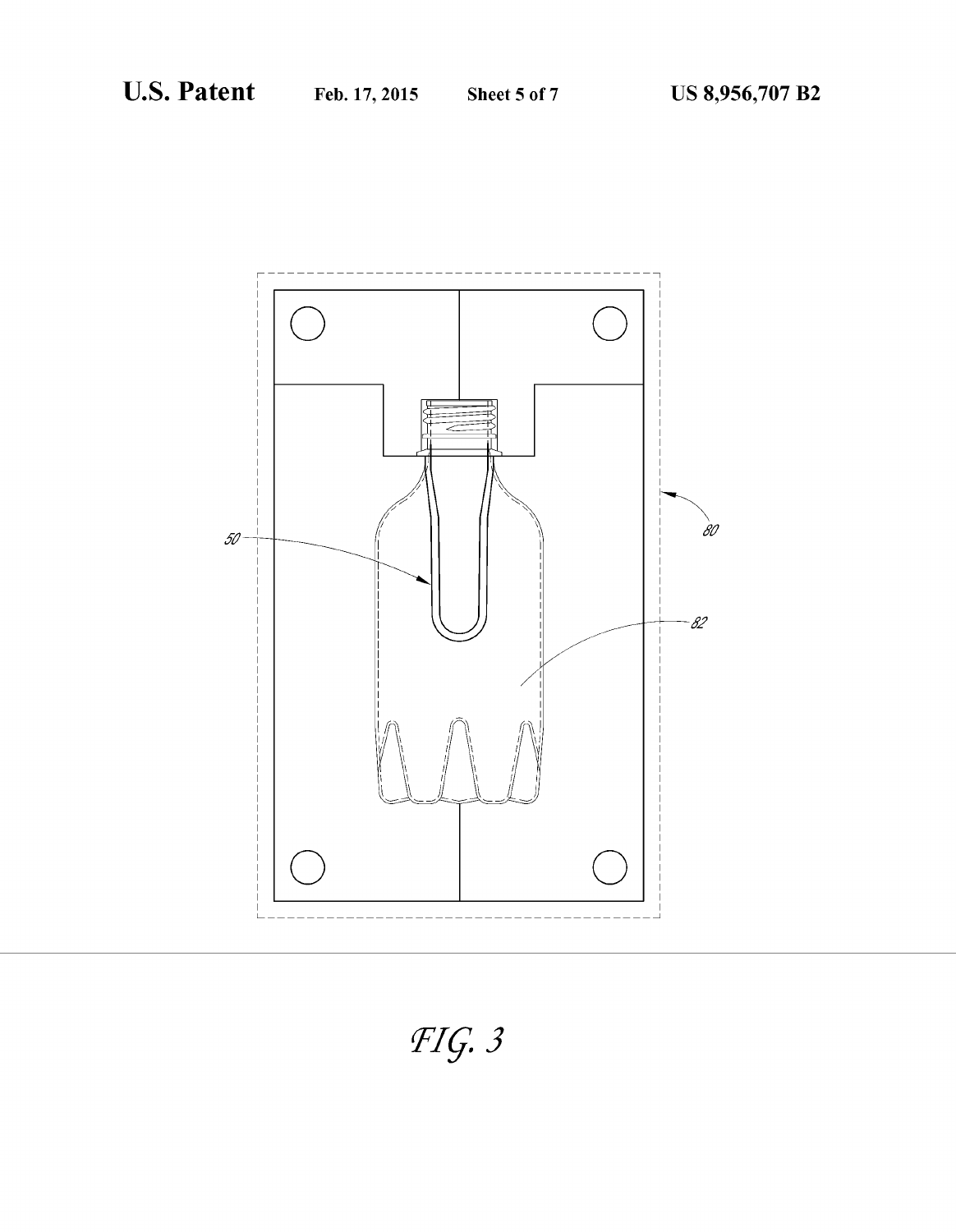FIG. 3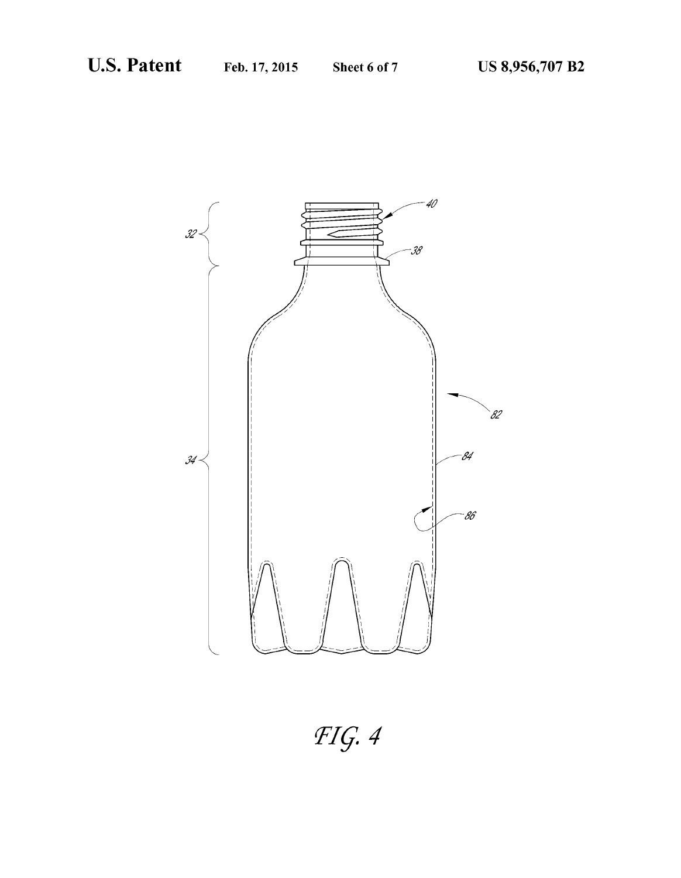FIG. 4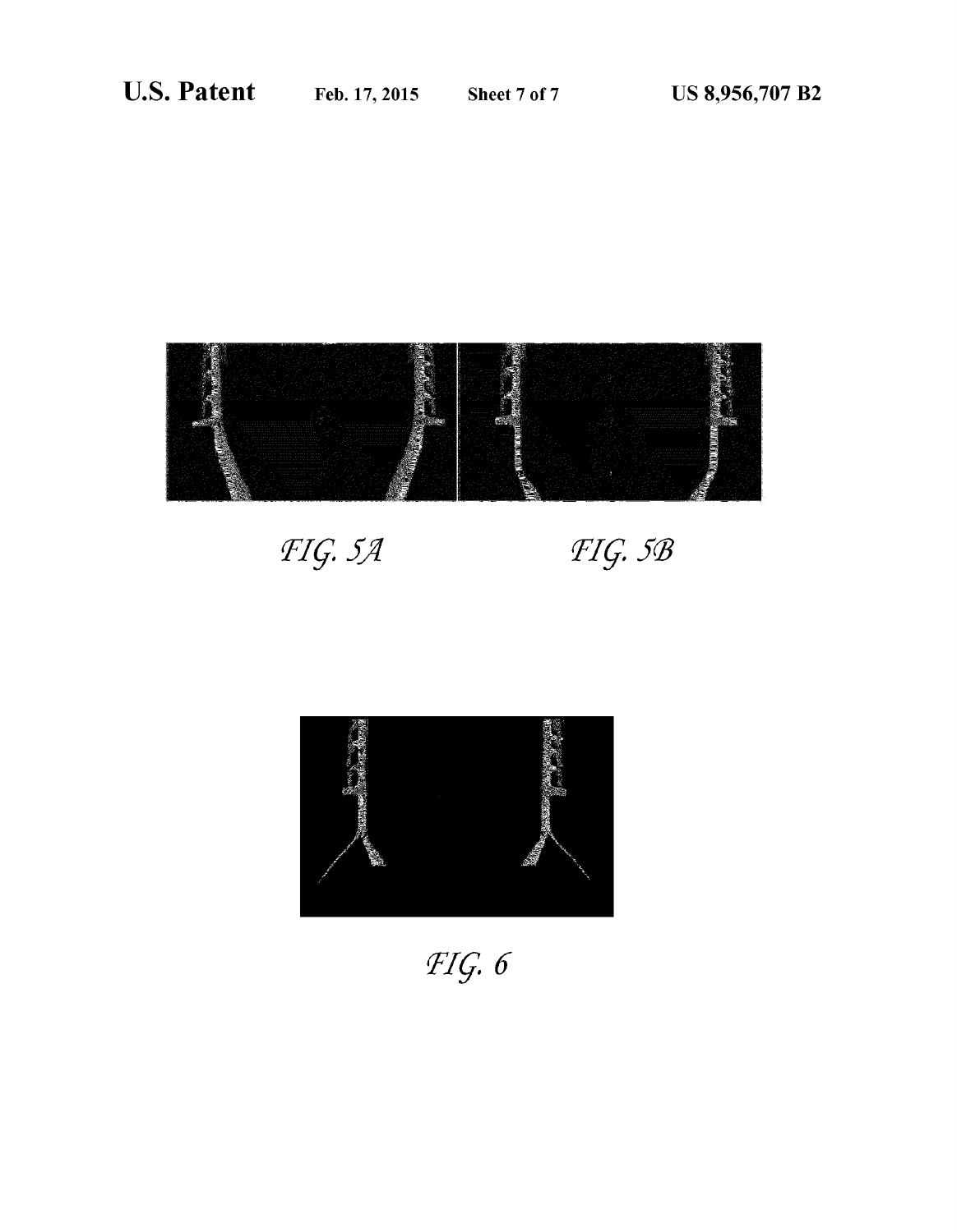FIG. 5A

FIG. 5B

FIG. 6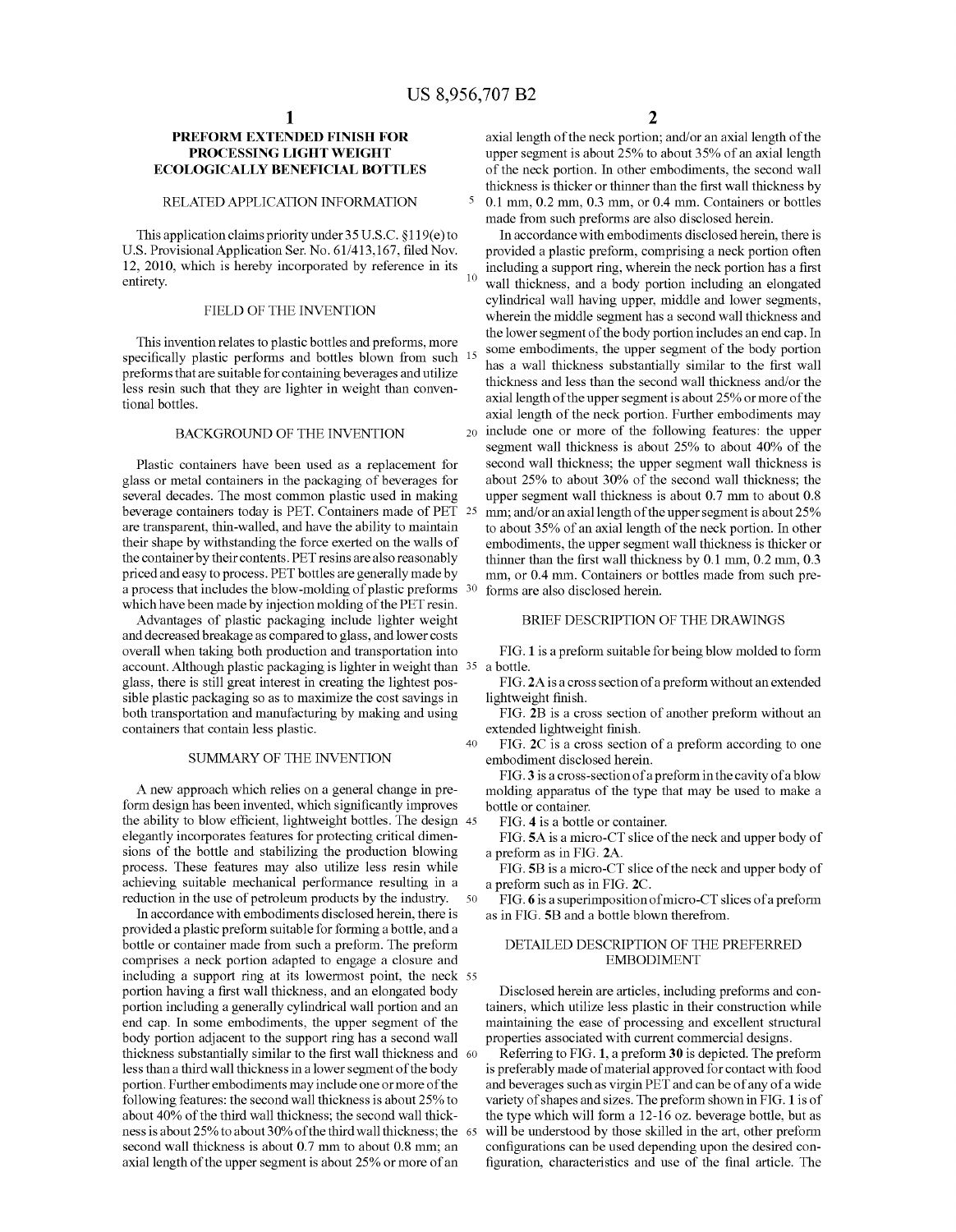# PREFORM EXTENDED FINISH FOR PROCESSING LIGHT WEIGHT ECOLOGICALLY BENEFICIAL BOTTLES

## RELATED APPLICATION INFORMATION

This application claims priority under 35 U.S.C. §119(e) to U.S. Provisional Application Ser. No. 61/413,167, filed Nov. 12, 2010, which is hereby incorporated by reference in its entirety.

## FIELD OF THE INVENTION

This invention relates to plastic bottles and preforms, more specifically plastic performs and bottles blown from such preforms that are suitable for containing beverages and utilize less resin such that they are lighter in weight than conventional bottles.

## BACKGROUND OF THE INVENTION

Plastic containers have been used as a replacement for glass or metal containers in the packaging of beverages for several decades. The most common plastic used in making beverage containers today is PET. Containers made of PET are transparent, thin-walled, and have the ability to maintain their shape by withstanding the force exerted on the walls of the container by their contents. PET resins are also reasonably priced and easy to process. PET bottles are generally made by a process that includes the blow-molding of plastic preforms which have been made by injection molding of the PET resin.

Advantages of plastic packaging include lighter weight and decreased breakage as compared to glass, and lower costs overall when taking both production and transportation into account. Although plastic packaging is lighter in weight than glass, there is still great interest in creating the lightest possible plastic packaging so as to maximize the cost savings in both transportation and manufacturing by making and using containers that contain less plastic.

## SUMMARY OF THE INVENTION

A new approach which relies on a general change in preform design has been invented, which significantly improves the ability to blow efficient, lightweight bottles. The design elegantly incorporates features for protecting critical dimensions of the bottle and stabilizing the production blowing process. These features may also utilize less resin while achieving suitable mechanical performance resulting in a reduction in the use of petroleum products by the industry.

In accordance with embodiments disclosed herein, there is provided a plastic preform suitable for forming a bottle, and a bottle or container made from such a preform. The preform comprises a neck portion adapted to engage a closure and including a support ring at its lowermost point, the neck portion having a first wall thickness, and an elongated body portion including a generally cylindrical wall portion and an end cap. In some embodiments, the upper segment of the body portion adjacent to the support ring has a second wall thickness substantially similar to the first wall thickness and less than a third wall thickness in a lower segment of the body portion. Further embodiments may include one or more of the following features: the second wall thickness is about 25% to about 40% of the third wall thickness; the second wall thickness is about 25% to about 30% of the third wall thickness; the second wall thickness is about 0.7 mm to about 0.8 mm; an axial length of the upper segment is about 25% or more of an axial length of the neck portion; and/or an axial length of the upper segment is about 25% to about 35% of an axial length of the neck portion. In other embodiments, the second wall thickness is thicker or thinner than the first wall thickness by 0.1 mm, 0.2 mm, 0.3 mm, or 0.4 mm. Containers or bottles made from such preforms are also disclosed herein.

In accordance with embodiments disclosed herein, there is provided a plastic preform, comprising a neck portion often including a support ring, wherein the neck portion has a first wall thickness, and a body portion including an elongated cylindrical wall having upper, middle and lower segments, wherein the middle segment has a second wall thickness and the lower segment of the body portion includes an end cap. In some embodiments, the upper segment of the body portion has a wall thickness substantially similar to the first wall thickness and less than the second wall thickness and/or the axial length of the upper segment is about 25% or more of the axial length of the neck portion. Further embodiments may include one or more of the following features: the upper segment wall thickness is about 25% to about 40% of the second wall thickness; the upper segment wall thickness is about 25% to about 30% of the second wall thickness; the upper segment wall thickness is about 0.7 mm to about 0.8 mm; and/or an axial length of the upper segment is about 25% to about 35% of an axial length of the neck portion. In other embodiments, the upper segment wall thickness is thicker or thinner than the first wall thickness by 0.1 mm, 0.2 mm, 0.3 mm, or 0.4 mm. Containers or bottles made from such preforms are also disclosed herein.

## BRIEF DESCRIPTION OF THE DRAWINGS

FIG. 1 is a preform suitable for being blow molded to form a bottle.

FIG. 2A is a cross section of a preform without an extended lightweight finish.

FIG. 2B is a cross section of another preform without an extended lightweight finish.

FIG. 2C is a cross section of a preform according to one embodiment disclosed herein.

FIG. 3 is a cross-section of a preform in the cavity of a blow molding apparatus of the type that may be used to make a bottle or container.

FIG. 4 is a bottle or container.

FIG. 5A is a micro-CT slice of the neck and upper body of a preform as in FIG. 2A.

FIG. 5B is a micro-CT slice of the neck and upper body of a preform such as in FIG. 2C.

FIG. 6 is a superimposition of micro-CT slices of a preform as in FIG. 5B and a bottle blown therefrom.

## DETAILED DESCRIPTION OF THE PREFERRED EMBODIMENT

Disclosed herein are articles, including preforms and containers, which utilize less plastic in their construction while maintaining the ease of processing and excellent structural properties associated with current commercial designs.

Referring to FIG. 1, a preform 30 is depicted. The preform is preferably made of material approved for contact with food and beverages such as virgin PET and can be of any of a wide variety of shapes and sizes. The preform shown in FIG. 1 is of the type which will form a 12-16 oz. beverage bottle, but as will be understood by those skilled in the art, other preform configurations can be used depending upon the desired configuration, characteristics and use of the final article. The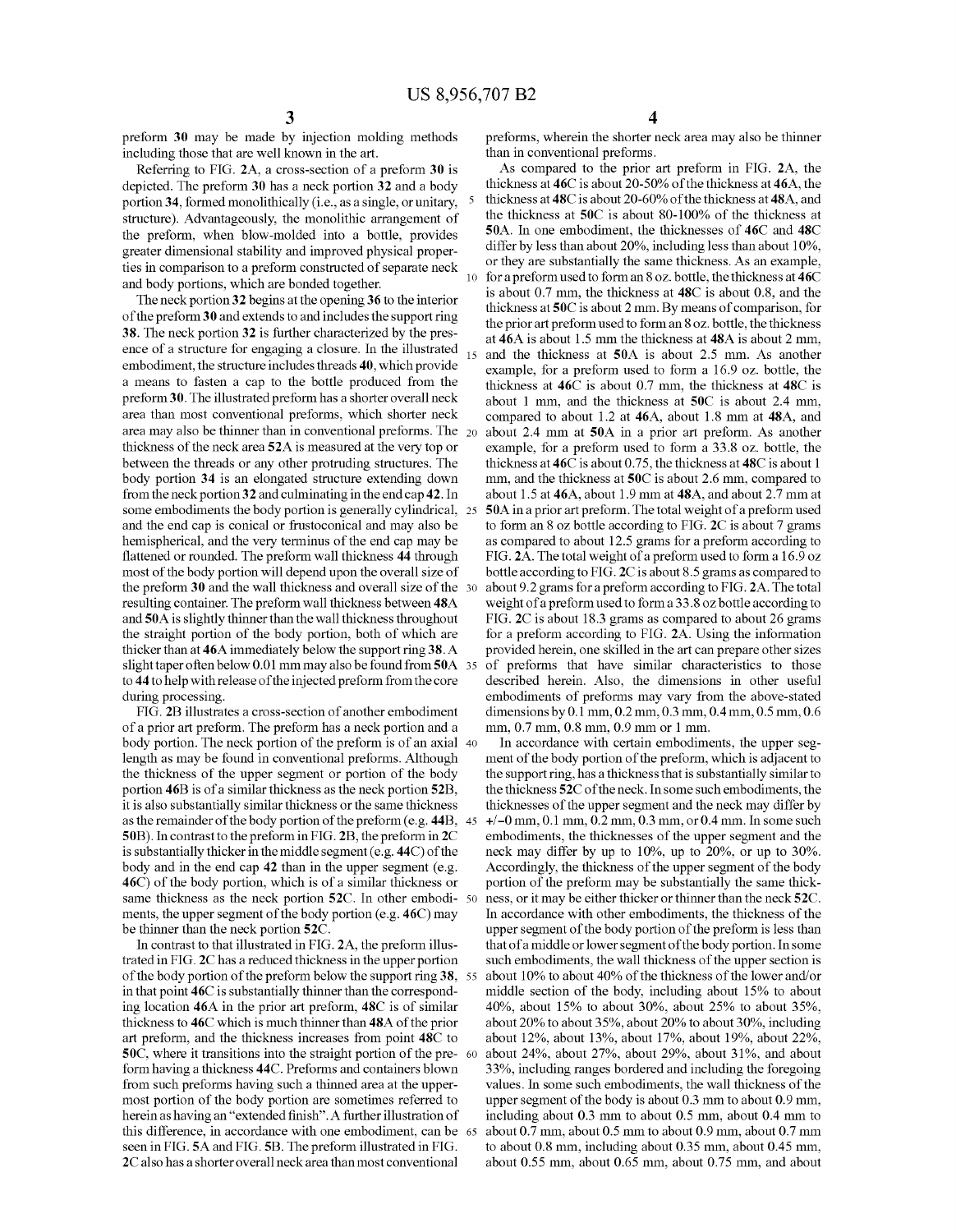preform 30 may be made by injection molding methods including those that are well known in the art.

Referring to FIG. 2A, a cross-section of a preform 30 is depicted. The preform 30 has a neck portion 32 and a body portion 34, formed monolithically (i.e., as a single, or unitary, structure). Advantageously, the monolithic arrangement of the preform, when blow-molded into a bottle, provides greater dimensional stability and improved physical properties in comparison to a preform constructed of separate neck and body portions, which are bonded together.

The neck portion 32 begins at the opening 36 to the interior of the preform 30 and extends to and includes the support ring 38. The neck portion 32 is further characterized by the presence of a structure for engaging a closure. In the illustrated embodiment, the structure includes threads 40, which provide a means to fasten a cap to the bottle produced from the preform 30. The illustrated preform has a shorter overall neck area than most conventional preforms, which shorter neck area may also be thinner than in conventional preforms. The thickness of the neck area 52A is measured at the very top or between the threads or any other protruding structures. The body portion 34 is an elongated structure extending down from the neck portion 32 and culminating in the end cap 42. In some embodiments the body portion is generally cylindrical, and the end cap is conical or frustoconical and may also be hemispherical, and the very terminus of the end cap may be flattened or rounded. The preform wall thickness 44 through most of the body portion will depend upon the overall size of the preform 30 and the wall thickness and overall size of the resulting container. The preform wall thickness between 48A and 50A is slightly thinner than the wall thickness throughout the straight portion of the body portion, both of which are thicker than at 46A immediately below the support ring 38. A slight taper often below 0.01 mm may also be found from 50A to 44 to help with release of the injected preform from the core during processing.

FIG. 2B illustrates a cross-section of another embodiment of a prior art preform. The preform has a neck portion and a body portion. The neck portion of the preform is of an axial length as may be found in conventional preforms. Although the thickness of the upper segment or portion of the body portion 46B is of a similar thickness as the neck portion 52B, it is also substantially similar thickness or the same thickness as the remainder of the body portion of the preform (e.g. 44B, 50B). In contrast to the preform in FIG. 2B, the preform in 2C is substantially thicker in the middle segment (e.g. 44C) of the body and in the end cap 42 than in the upper segment (e.g. 46C) of the body portion, which is of a similar thickness or same thickness as the neck portion 52C. In other embodiments, the upper segment of the body portion (e.g. 46C) may be thinner than the neck portion 52C.

In contrast to that illustrated in FIG. 2A, the preform illustrated in FIG. 2C has a reduced thickness in the upper portion of the body portion of the preform below the support ring 38, in that point 46C is substantially thinner than the corresponding location 46A in the prior art preform, 48C is of similar thickness to 46C which is much thinner than 48A of the prior art preform, and the thickness increases from point 48C to 50C, where it transitions into the straight portion of the preform having a thickness 44C. Preforms and containers blown from such preforms having such a thinned area at the uppermost portion of the body portion are sometimes referred to herein as having an "extended finish". A further illustration of this difference, in accordance with one embodiment, can be seen in FIG. 5A and FIG. 5B. The preform illustrated in FIG. 2C also has a shorter overall neck area than most conventional preforms, wherein the shorter neck area may also be thinner than in conventional preforms.

As compared to the prior art preform in FIG. 2A, the thickness at 46C is about 20-50% of the thickness at 46A, the thickness at 48C is about 20-60% of the thickness at 48A, and the thickness at 50C is about 80-100% of the thickness at 50A. In one embodiment, the thicknesses of 46C and 48C differ by less than about 20%, including less than about 10%, or they are substantially the same thickness. As an example, for a preform used to form an 8 oz. bottle, the thickness at 46C is about 0.7 mm, the thickness at 48C is about 0.8, and the thickness at 50C is about 2 mm. By means of comparison, for the prior art preform used to form an 8 oz. bottle, the thickness at 46A is about 1.5 mm the thickness at 48A is about 2 mm, and the thickness at 50A is about 2.5 mm. As another example, for a preform used to form a 16.9 oz. bottle, the thickness at 46C is about 0.7 mm, the thickness at 48C is about 1 mm, and the thickness at 50C is about 2.4 mm, compared to about 1.2 at 46A, about 1.8 mm at 48A, and about 2.4 mm at 50A in a prior art preform. As another example, for a preform used to form a 33.8 oz. bottle, the thickness at 46C is about 0.75, the thickness at 48C is about 1 mm, and the thickness at 50C is about 2.6 mm, compared to about 1.5 at 46A, about 1.9 mm at 48A, and about 2.7 mm at 50A in a prior art preform. The total weight of a preform used to form an 8 oz bottle according to FIG. 2C is about 7 grams as compared to about 12.5 grams for a preform according to FIG. 2A. The total weight of a preform used to form a 16.9 oz bottle according to FIG. 2C is about 8.5 grams as compared to about 9.2 grams for a preform according to FIG. 2A. The total weight of a preform used to form a 33.8 oz bottle according to FIG. 2C is about 18.3 grams as compared to about 26 grams for a preform according to FIG. 2A. Using the information provided herein, one skilled in the art can prepare other sizes of preforms that have similar characteristics to those described herein. Also, the dimensions in other useful embodiments of preforms may vary from the above-stated dimensions by 0.1 mm, 0.2 mm, 0.3 mm, 0.4 mm, 0.5 mm, 0.6 mm, 0.7 mm, 0.8 mm, 0.9 mm or 1 mm.

In accordance with certain embodiments, the upper segment of the body portion of the preform, which is adjacent to the support ring, has a thickness that is substantially similar to the thickness 52C of the neck. In some such embodiments, the thicknesses of the upper segment and the neck may differ by +/−0 mm, 0.1 mm, 0.2 mm, 0.3 mm, or 0.4 mm. In some such embodiments, the thicknesses of the upper segment and the neck may differ by up to 10%, up to 20%, or up to 30%. Accordingly, the thickness of the upper segment of the body portion of the preform may be substantially the same thickness, or it may be either thicker or thinner than the neck 52C. In accordance with other embodiments, the thickness of the upper segment of the body portion of the preform is less than that of a middle or lower segment of the body portion. In some such embodiments, the wall thickness of the upper section is about 10% to about 40% of the thickness of the lower and/or middle section of the body, including about 15% to about 40%, about 15% to about 30%, about 25% to about 35%, about 20% to about 35%, about 20% to about 30%, including about 12%, about 13%, about 17%, about 19%, about 22%, about 24%, about 27%, about 29%, about 31%, and about 33%, including ranges bordered and including the foregoing values. In some such embodiments, the wall thickness of the upper segment of the body is about 0.3 mm to about 0.9 mm, including about 0.3 mm to about 0.5 mm, about 0.4 mm to about 0.7 mm, about 0.5 mm to about 0.9 mm, about 0.7 mm to about 0.8 mm, including about 0.35 mm, about 0.45 mm, about 0.55 mm, about 0.65 mm, about 0.75 mm, and about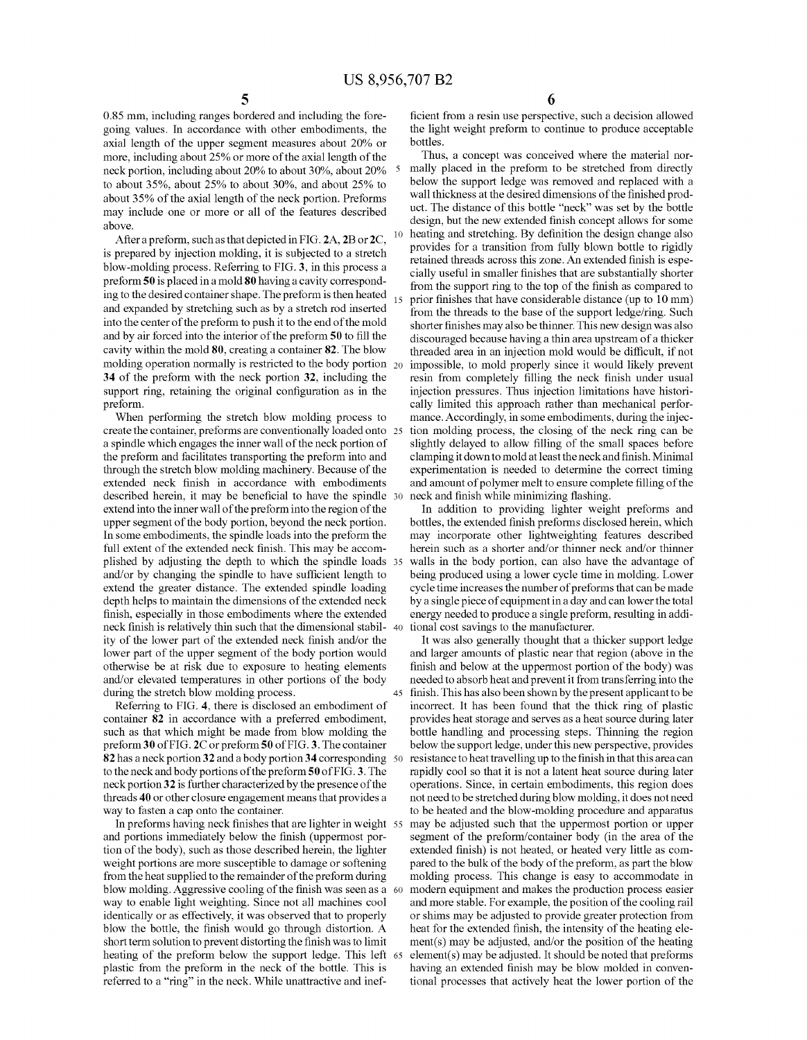0.85 mm, including ranges bordered and including the foregoing values. In accordance with other embodiments, the axial length of the upper segment measures about 20% or more, including about 25% or more of the axial length of the neck portion, including about 20% to about 30%, about 20% to about 35%, about 25% to about 30%, and about 25% to about 35% of the axial length of the neck portion. Preforms may include one or more or all of the features described above.

After a preform, such as that depicted in FIG. 2A, 2B or 2C, is prepared by injection molding, it is subjected to a stretch blow-molding process. Referring to FIG. 3, in this process a preform 50 is placed in a mold 80 having a cavity corresponding to the desired container shape. The preform is then heated and expanded by stretching such as by a stretch rod inserted into the center of the preform to push it to the end of the mold and by air forced into the interior of the preform 50 to fill the cavity within the mold 80, creating a container 82. The blow molding operation normally is restricted to the body portion 34 of the preform with the neck portion 32, including the support ring, retaining the original configuration as in the preform.

When performing the stretch blow molding process to create the container, preforms are conventionally loaded onto a spindle which engages the inner wall of the neck portion of the preform and facilitates transporting the preform into and through the stretch blow molding machinery. Because of the extended neck finish in accordance with embodiments described herein, it may be beneficial to have the spindle extend into the inner wall of the preform into the region of the upper segment of the body portion, beyond the neck portion. In some embodiments, the spindle loads into the preform the full extent of the extended neck finish. This may be accomplished by adjusting the depth to which the spindle loads and/or by changing the spindle to have sufficient length to extend the greater distance. The extended spindle loading depth helps to maintain the dimensions of the extended neck finish, especially in those embodiments where the extended neck finish is relatively thin such that the dimensional stability of the lower part of the extended neck finish and/or the lower part of the upper segment of the body portion would otherwise be at risk due to exposure to heating elements and/or elevated temperatures in other portions of the body during the stretch blow molding process.

Referring to FIG. 4, there is disclosed an embodiment of container 82 in accordance with a preferred embodiment, such as that which might be made from blow molding the preform 30 of FIG. 2C or preform 50 of FIG. 3. The container 82 has a neck portion 32 and a body portion 34 corresponding to the neck and body portions of the preform 50 of FIG. 3. The neck portion 32 is further characterized by the presence of the threads 40 or other closure engagement means that provides a way to fasten a cap onto the container.

In preforms having neck finishes that are lighter in weight and portions immediately below the finish (uppermost portion of the body), such as those described herein, the lighter weight portions are more susceptible to damage or softening from the heat supplied to the remainder of the preform during blow molding. Aggressive cooling of the finish was seen as a way to enable light weighting. Since not all machines cool identically or as effectively, it was observed that to properly blow the bottle, the finish would go through distortion. A short term solution to prevent distorting the finish was to limit heating of the preform below the support ledge. This left plastic from the preform in the neck of the bottle. This is referred to a "ring" in the neck. While unattractive and inefficient from a resin use perspective, such a decision allowed the light weight preform to continue to produce acceptable bottles.

Thus, a concept was conceived where the material normally placed in the preform to be stretched from directly below the support ledge was removed and replaced with a wall thickness at the desired dimensions of the finished product. The distance of this bottle "neck" was set by the bottle design, but the new extended finish concept allows for some heating and stretching. By definition the design change also provides for a transition from fully blown bottle to rigidly retained threads across this zone. An extended finish is especially useful in smaller finishes that are substantially shorter from the support ring to the top of the finish as compared to prior finishes that have considerable distance (up to 10 mm) from the threads to the base of the support ledge/ring. Such shorter finishes may also be thinner. This new design was also discouraged because having a thin area upstream of a thicker threaded area in an injection mold would be difficult, if not impossible, to mold properly since it would likely prevent resin from completely filling the neck finish under usual injection pressures. Thus injection limitations have historically limited this approach rather than mechanical performance. Accordingly, in some embodiments, during the injection molding process, the closing of the neck ring can be slightly delayed to allow filling of the small spaces before clamping it down to mold at least the neck and finish. Minimal experimentation is needed to determine the correct timing and amount of polymer melt to ensure complete filling of the neck and finish while minimizing flashing.

In addition to providing lighter weight preforms and bottles, the extended finish preforms disclosed herein, which may incorporate other lightweighting features described herein such as a shorter and/or thinner neck and/or thinner walls in the body portion, can also have the advantage of being produced using a lower cycle time in molding. Lower cycle time increases the number of preforms that can be made by a single piece of equipment in a day and can lower the total energy needed to produce a single preform, resulting in additional cost savings to the manufacturer.

It was also generally thought that a thicker support ledge and larger amounts of plastic near that region (above in the finish and below at the uppermost portion of the body) was needed to absorb heat and prevent it from transferring into the finish. This has also been shown by the present applicant to be incorrect. It has been found that the thick ring of plastic provides heat storage and serves as a heat source during later bottle handling and processing steps. Thinning the region below the support ledge, under this new perspective, provides resistance to heat travelling up to the finish in that this area can rapidly cool so that it is not a latent heat source during later operations. Since, in certain embodiments, this region does not need to be stretched during blow molding, it does not need to be heated and the blow-molding procedure and apparatus may be adjusted such that the uppermost portion or upper segment of the preform/container body (in the area of the extended finish) is not heated, or heated very little as compared to the bulk of the body of the preform, as part the blow molding process. This change is easy to accommodate in modern equipment and makes the production process easier and more stable. For example, the position of the cooling rail or shims may be adjusted to provide greater protection from heat for the extended finish, the intensity of the heating element(s) may be adjusted, and/or the position of the heating element(s) may be adjusted. It should be noted that preforms having an extended finish may be blow molded in conventional processes that actively heat the lower portion of the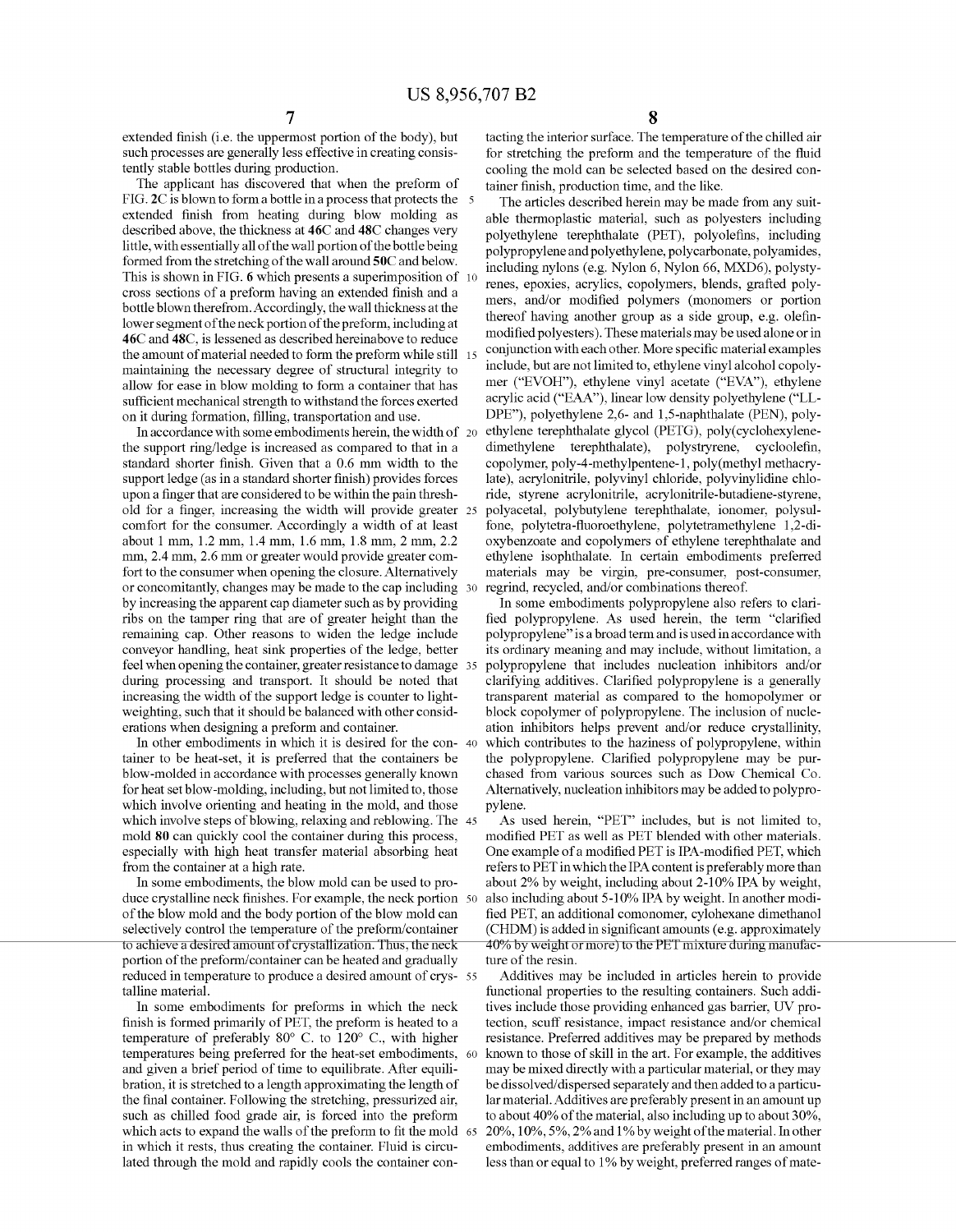extended finish (i.e. the uppermost portion of the body), but such processes are generally less effective in creating consistently stable bottles during production.

The applicant has discovered that when the preform of FIG. **2C** is blown to form a bottle in a process that protects the extended finish from heating during blow molding as described above, the thickness at **46C** and **48C** changes very little, with essentially all of the wall portion of the bottle being formed from the stretching of the wall around **50C** and below. This is shown in FIG. **6** which presents a superimposition of cross sections of a preform having an extended finish and a bottle blown therefrom. Accordingly, the wall thickness at the lower segment of the neck portion of the preform, including at **46C** and **48C**, is lessened as described hereinabove to reduce the amount of material needed to form the preform while still maintaining the necessary degree of structural integrity to allow for ease in blow molding to form a container that has sufficient mechanical strength to withstand the forces exerted on it during formation, filling, transportation and use.

In accordance with some embodiments herein, the width of the support ring/ledge is increased as compared to that in a standard shorter finish. Given that a 0.6 mm width to the support ledge (as in a standard shorter finish) provides forces upon a finger that are considered to be within the pain threshold for a finger, increasing the width will provide greater comfort for the consumer. Accordingly a width of at least about 1 mm, 1.2 mm, 1.4 mm, 1.6 mm, 1.8 mm, 2 mm, 2.2 mm, 2.4 mm, 2.6 mm or greater would provide greater comfort to the consumer when opening the closure. Alternatively or concomitantly, changes may be made to the cap including by increasing the apparent cap diameter such as by providing ribs on the tamper ring that are of greater height than the remaining cap. Other reasons to widen the ledge include conveyor handling, heat sink properties of the ledge, better feel when opening the container, greater resistance to damage during processing and transport. It should be noted that increasing the width of the support ledge is counter to light-weighting, such that it should be balanced with other considerations when designing a preform and container.

In other embodiments in which it is desired for the container to be heat-set, it is preferred that the containers be blow-molded in accordance with processes generally known for heat set blow-molding, including, but not limited to, those which involve orienting and heating in the mold, and those which involve steps of blowing, relaxing and reblowing. The mold **80** can quickly cool the container during this process, especially with high heat transfer material absorbing heat from the container at a high rate.

In some embodiments, the blow mold can be used to produce crystalline neck finishes. For example, the neck portion of the blow mold and the body portion of the blow mold can selectively control the temperature of the preform/container to achieve a desired amount of crystallization. Thus, the neck portion of the preform/container can be heated and gradually reduced in temperature to produce a desired amount of crystalline material.

In some embodiments for preforms in which the neck finish is formed primarily of PET, the preform is heated to a temperature of preferably 80° C. to 120° C., with higher temperatures being preferred for the heat-set embodiments, and given a brief period of time to equilibrate. After equilibration, it is stretched to a length approximating the length of the final container. Following the stretching, pressurized air, such as chilled food grade air, is forced into the preform which acts to expand the walls of the preform to fit the mold in which it rests, thus creating the container. Fluid is circulated through the mold and rapidly cools the container contacting the interior surface. The temperature of the chilled air for stretching the preform and the temperature of the fluid cooling the mold can be selected based on the desired container finish, production time, and the like.

The articles described herein may be made from any suitable thermoplastic material, such as polyesters including polyethylene terephthalate (PET), polyolefins, including polypropylene and polyethylene, polycarbonate, polyamides, including nylons (e.g. Nylon 6, Nylon 66, MXD6), polystyrenes, epoxies, acrylics, copolymers, blends, grafted polymers, and/or modified polymers (monomers or portion thereof having another group as a side group, e.g. olefin-modified polyesters). These materials may be used alone or in conjunction with each other. More specific material examples include, but are not limited to, ethylene vinyl alcohol copolymer ("EVOH"), ethylene vinyl acetate ("EVA"), ethylene acrylic acid ("EAA"), linear low density polyethylene ("LLDPE"), polyethylene 2,6- and 1,5-naphthalate (PEN), polyethylene terephthalate glycol (PETG), poly(cyclohexylenedimethylene terephthalate), polystryrene, cycloolefin, copolymer, poly-4-methylpentene-1, poly(methyl methacrylate), acrylonitrile, polyvinyl chloride, polyvinylidine chloride, styrene acrylonitrile, acrylonitrile-butadiene-styrene, polyacetal, polybutylene terephthalate, ionomer, polysulfone, polytetra-fluoroethylene, polytetramethylene 1,2-dioxybenzoate and copolymers of ethylene terephthalate and ethylene isophthalate. In certain embodiments preferred materials may be virgin, pre-consumer, post-consumer, regrind, recycled, and/or combinations thereof.

In some embodiments polypropylene also refers to clarified polypropylene. As used herein, the term "clarified polypropylene" is a broad term and is used in accordance with its ordinary meaning and may include, without limitation, a polypropylene that includes nucleation inhibitors and/or clarifying additives. Clarified polypropylene is a generally transparent material as compared to the homopolymer or block copolymer of polypropylene. The inclusion of nucleation inhibitors helps prevent and/or reduce crystallinity, which contributes to the haziness of polypropylene, within the polypropylene. Clarified polypropylene may be purchased from various sources such as Dow Chemical Co. Alternatively, nucleation inhibitors may be added to polypropylene.

As used herein, "PET" includes, but is not limited to, modified PET as well as PET blended with other materials. One example of a modified PET is IPA-modified PET, which refers to PET in which the IPA content is preferably more than about 2% by weight, including about 2-10% IPA by weight, also including about 5-10% IPA by weight. In another modified PET, an additional comonomer, cylohexane dimethanol (CHDM) is added in significant amounts (e.g. approximately 40% by weight or more) to the PET mixture during manufacture of the resin.

Additives may be included in articles herein to provide functional properties to the resulting containers. Such additives include those providing enhanced gas barrier, UV protection, scuff resistance, impact resistance and/or chemical resistance. Preferred additives may be prepared by methods known to those of skill in the art. For example, the additives may be mixed directly with a particular material, or they may be dissolved/dispersed separately and then added to a particular material. Additives are preferably present in an amount up to about 40% of the material, also including up to about 30%, 20%, 10%, 5%, 2% and 1% by weight of the material. In other embodiments, additives are preferably present in an amount less than or equal to 1% by weight, preferred ranges of mate-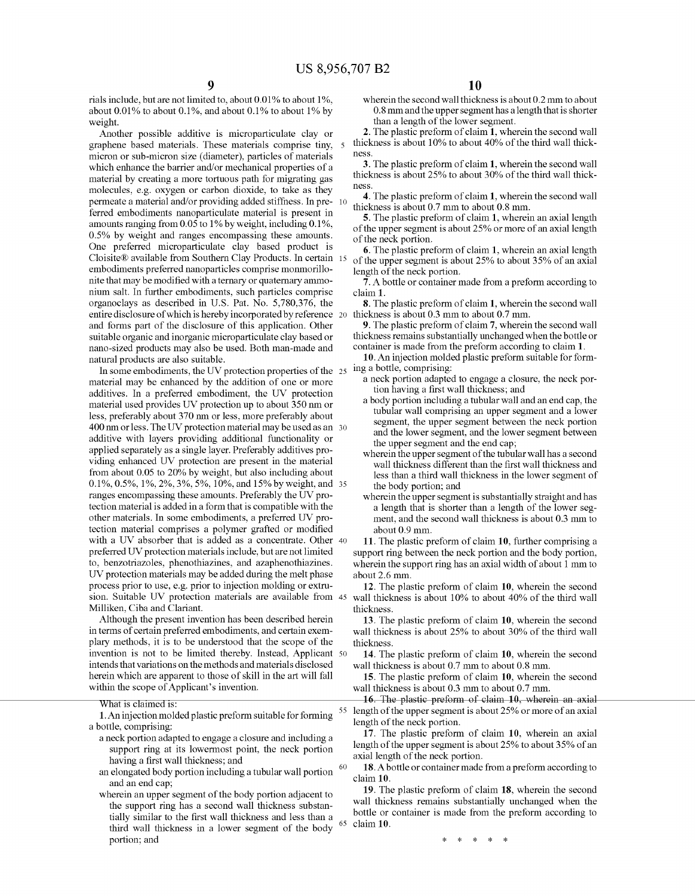rials include, but are not limited to, about 0.01% to about 1%, about 0.01% to about 0.1%, and about 0.1% to about 1% by weight.

Another possible additive is microparticulate clay or graphene based materials. These materials comprise tiny, micron or sub-micron size (diameter), particles of materials which enhance the barrier and/or mechanical properties of a material by creating a more tortuous path for migrating gas molecules, e.g. oxygen or carbon dioxide, to take as they permeate a material and/or providing added stiffness. In preferred embodiments nanoparticulate material is present in amounts ranging from 0.05 to 1% by weight, including 0.1%, 0.5% by weight and ranges encompassing these amounts. One preferred microparticulate clay based product is Cloisite® available from Southern Clay Products. In certain embodiments preferred nanoparticles comprise monmorillonite that may be modified with a ternary or quaternary ammonium salt. In further embodiments, such particles comprise organoclays as described in U.S. Pat. No. 5,780,376, the entire disclosure of which is hereby incorporated by reference and forms part of the disclosure of this application. Other suitable organic and inorganic microparticulate clay based or nano-sized products may also be used. Both man-made and natural products are also suitable.

In some embodiments, the UV protection properties of the material may be enhanced by the addition of one or more additives. In a preferred embodiment, the UV protection material used provides UV protection up to about 350 nm or less, preferably about 370 nm or less, more preferably about 400 nm or less. The UV protection material may be used as an additive with layers providing additional functionality or applied separately as a single layer. Preferably additives providing enhanced UV protection are present in the material from about 0.05 to 20% by weight, but also including about 0.1%, 0.5%, 1%, 2%, 3%, 5%, 10%, and 15% by weight, and ranges encompassing these amounts. Preferably the UV protection material is added in a form that is compatible with the other materials. In some embodiments, a preferred UV protection material comprises a polymer grafted or modified with a UV absorber that is added as a concentrate. Other preferred UV protection materials include, but are not limited to, benzotriazoles, phenothiazines, and azaphenothiazines. UV protection materials may be added during the melt phase process prior to use, e.g. prior to injection molding or extrusion. Suitable UV protection materials are available from Milliken, Ciba and Clariant.

Although the present invention has been described herein in terms of certain preferred embodiments, and certain exemplary methods, it is to be understood that the scope of the invention is not to be limited thereby. Instead, Applicant intends that variations on the methods and materials disclosed herein which are apparent to those of skill in the art will fall within the scope of Applicant's invention.

What is claimed is:

1. An injection molded plastic preform suitable for forming a bottle, comprising:
   - a neck portion adapted to engage a closure and including a support ring at its lowermost point, the neck portion having a first wall thickness; and
   - an elongated body portion including a tubular wall portion and an end cap;
   - wherein an upper segment of the body portion adjacent to the support ring has a second wall thickness substantially similar to the first wall thickness and less than a third wall thickness in a lower segment of the body portion; and
   - wherein the second wall thickness is about 0.2 mm to about 0.8 mm and the upper segment has a length that is shorter than a length of the lower segment.

2. The plastic preform of claim 1, wherein the second wall thickness is about 10% to about 40% of the third wall thickness.

3. The plastic preform of claim 1, wherein the second wall thickness is about 25% to about 30% of the third wall thickness.

4. The plastic preform of claim 1, wherein the second wall thickness is about 0.7 mm to about 0.8 mm.

5. The plastic preform of claim 1, wherein an axial length of the upper segment is about 25% or more of an axial length of the neck portion.

6. The plastic preform of claim 1, wherein an axial length of the upper segment is about 25% to about 35% of an axial length of the neck portion.

7. A bottle or container made from a preform according to claim 1.

8. The plastic preform of claim 1, wherein the second wall thickness is about 0.3 mm to about 0.7 mm.

9. The plastic preform of claim 7, wherein the second wall thickness remains substantially unchanged when the bottle or container is made from the preform according to claim 1.

10. An injection molded plastic preform suitable for forming a bottle, comprising:
   - a neck portion adapted to engage a closure, the neck portion having a first wall thickness; and
   - a body portion including a tubular wall and an end cap, the tubular wall comprising an upper segment and a lower segment, the upper segment between the neck portion and the lower segment, and the lower segment between the upper segment and the end cap;
   - wherein the upper segment of the tubular wall has a second wall thickness different than the first wall thickness and less than a third wall thickness in the lower segment of the body portion; and
   - wherein the upper segment is substantially straight and has a length that is shorter than a length of the lower segment, and the second wall thickness is about 0.3 mm to about 0.9 mm.

11. The plastic preform of claim 10, further comprising a support ring between the neck portion and the body portion, wherein the support ring has an axial width of about 1 mm to about 2.6 mm.

12. The plastic preform of claim 10, wherein the second wall thickness is about 10% to about 40% of the third wall thickness.

13. The plastic preform of claim 10, wherein the second wall thickness is about 25% to about 30% of the third wall thickness.

14. The plastic preform of claim 10, wherein the second wall thickness is about 0.7 mm to about 0.8 mm.

15. The plastic preform of claim 10, wherein the second wall thickness is about 0.3 mm to about 0.7 mm.

16. The plastic preform of claim 10, wherein an axial length of the upper segment is about 25% or more of an axial length of the neck portion.

17. The plastic preform of claim 10, wherein an axial length of the upper segment is about 25% to about 35% of an axial length of the neck portion.

18. A bottle or container made from a preform according to claim 10.

19. The plastic preform of claim 18, wherein the second wall thickness remains substantially unchanged when the bottle or container is made from the preform according to claim 10.

* * * * *